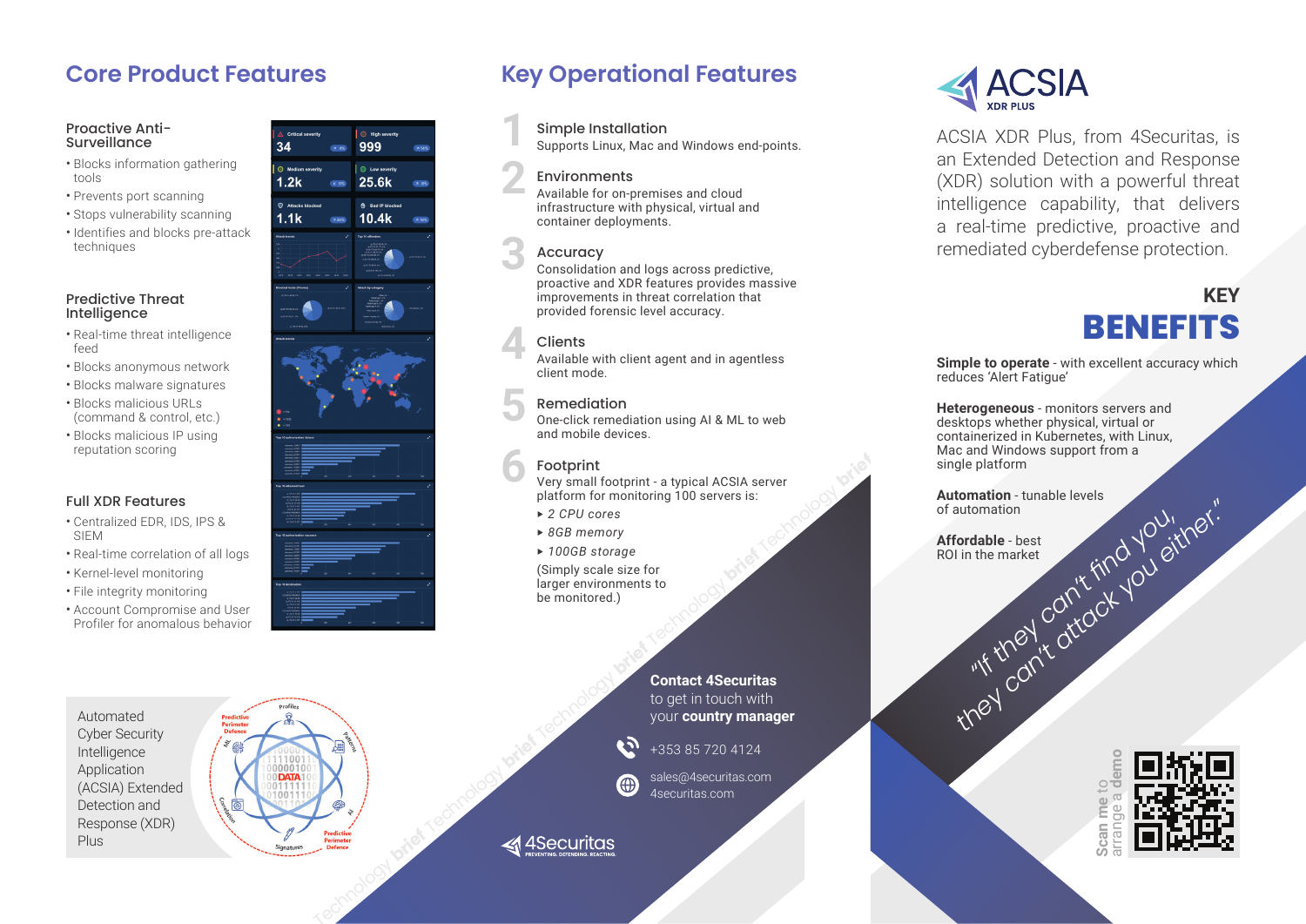## Core Product Features

### Proactive Anti-Surveillance

- Blocks information gathering tools
- Prevents port scanning
- Stops vulnerability scanning
- Identifies and blocks pre-attack techniques

### Predictive Threat Intelligence

- Real-time threat intelligence feed
- Blocks anonymous network
- Blocks malware signatures
- Blocks malicious URLs (command & control, etc.)
- Blocks malicious IP using reputation scoring

### Full XDR Features

- Centralized EDR, IDS, IPS & SIEM
- Real-time correlation of all logs
- Kernel-level monitoring
- File integrity monitoring
- Account Compromise and User Profiler for anomalous behavior

Automated Cyber Security Intelligence Application (ACSIA) Extended Detection and Response (XDR) Plus

## Key Operational Features

**1 Simple Installation**
Supports Linux, Mac and Windows end-points.

**2 Environments**
Available for on-premises and cloud infrastructure with physical, virtual and container deployments.

**3 Accuracy**
Consolidation and logs across predictive, proactive and XDR features provides massive improvements in threat correlation that provided forensic level accuracy.

**4 Clients**
Available with client agent and in agentless client mode.

**5 Remediation**
One-click remediation using AI & ML to web and mobile devices.

**6 Footprint**
Very small footprint - a typical ACSIA server platform for monitoring 100 servers is:

- *2 CPU cores*
- *8GB memory*
- *100GB storage*

(Simply scale size for larger environments to be monitored.)

**Contact 4Securitas**
to get in touch with your **country manager**

+353 85 720 4124

sales@4securitas.com
4securitas.com

4Securitas
PREVENTING. DEFENDING. REACTING.

# ACSIA
XDR PLUS

ACSIA XDR Plus, from 4Securitas, is an Extended Detection and Response (XDR) solution with a powerful threat intelligence capability, that delivers a real-time predictive, proactive and remediated cyberdefense protection.

## KEY BENEFITS

**Simple to operate** - with excellent accuracy which reduces 'Alert Fatigue'

**Heterogeneous** - monitors servers and desktops whether physical, virtual or containerized in Kubernetes, with Linux, Mac and Windows support from a single platform

**Automation** - tunable levels of automation

**Affordable** - best ROI in the market

*"If they can't find you, they can't attack you either."*

**Scan me** to arrange a **demo**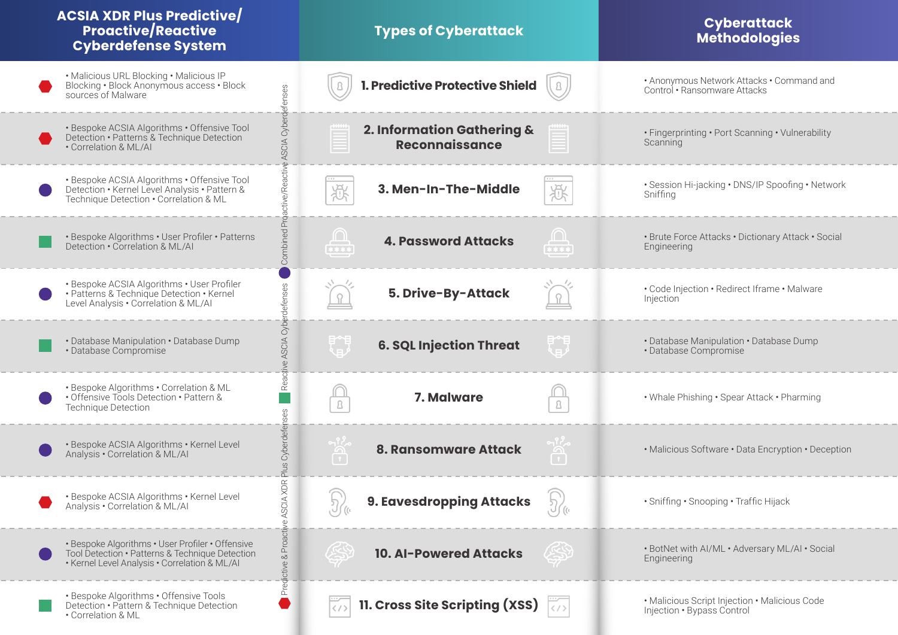| ACSIA XDR Plus Predictive/ Proactive/Reactive Cyberdefense System | Types of Cyberattack | Cyberattack Methodologies |
|---|---|---|
| • Malicious URL Blocking • Malicious IP Blocking • Block Anonymous access • Block sources of Malware | 1. Predictive Protective Shield | • Anonymous Network Attacks • Command and Control • Ransomware Attacks |
| • Bespoke ACSIA Algorithms • Offensive Tool Detection • Patterns & Technique Detection • Correlation & ML/AI | 2. Information Gathering & Reconnaissance | • Fingerprinting • Port Scanning • Vulnerability Scanning |
| • Bespoke ACSIA Algorithms • Offensive Tool Detection • Kernel Level Analysis • Pattern & Technique Detection • Correlation & ML | 3. Men-In-The-Middle | • Session Hi-jacking • DNS/IP Spoofing • Network Sniffing |
| • Bespoke Algorithms • User Profiler • Patterns Detection • Correlation & ML/AI | 4. Password Attacks | • Brute Force Attacks • Dictionary Attack • Social Engineering |
| • Bespoke ACSIA Algorithms • User Profiler • Patterns & Technique Detection • Kernel Level Analysis • Correlation & ML/AI | 5. Drive-By-Attack | • Code Injection • Redirect Iframe • Malware Injection |
| • Database Manipulation • Database Dump • Database Compromise | 6. SQL Injection Threat | • Database Manipulation • Database Dump • Database Compromise |
| • Bespoke Algorithms • Correlation & ML • Offensive Tools Detection • Pattern & Technique Detection | 7. Malware | • Whale Phishing • Spear Attack • Pharming |
| • Bespoke ACSIA Algorithms • Kernel Level Analysis • Correlation & ML/AI | 8. Ransomware Attack | • Malicious Software • Data Encryption • Deception |
| • Bespoke ACSIA Algorithms • Kernel Level Analysis • Correlation & ML/AI | 9. Eavesdropping Attacks | • Sniffing • Snooping • Traffic Hijack |
| • Bespoke Algorithms • User Profiler • Offensive Tool Detection • Patterns & Technique Detection • Kernel Level Analysis • Correlation & ML/AI | 10. AI-Powered Attacks | • BotNet with AI/ML • Adversary ML/AI • Social Engineering |
| • Bespoke Algorithms • Offensive Tools Detection • Pattern & Technique Detection • Correlation & ML | 11. Cross Site Scripting (XSS) | • Malicious Script Injection • Malicious Code Injection • Bypass Control |

Predictive & Proactive ACSIA XDR Plus Cyberdefenses

Reactive ACSIA Cyberdefenses

Combined Proactive/Reactive ACSIA Cyberdefenses